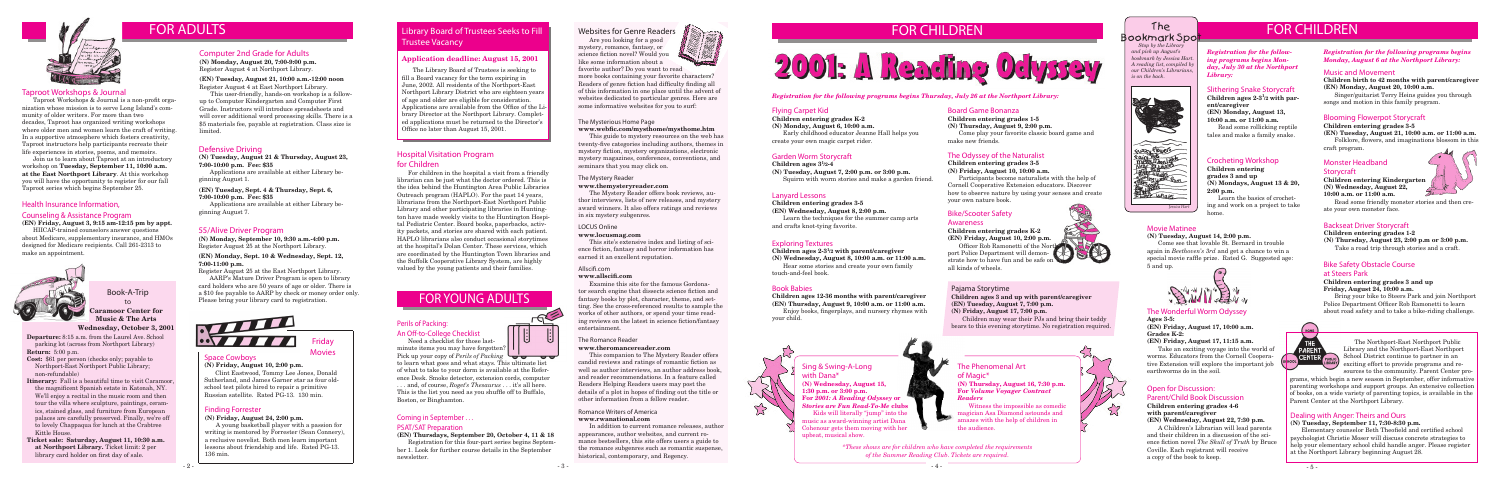# FOR ADULTS

## Taproot Workshops & Journal

Taproot Workshops & Journal is a non-profit organization whose mission is to serve Long Island's community of older writers. For more than two decades, Taproot has organized writing workshops where older men and women learn the craft of writing. In a supportive atmosphere which fosters creativity, Taproot instructors help participants recreate their life experiences in stories, poems, and memoirs.

Join us to learn about Taproot at an introductory workshop on **Tuesday, September 11, 10:00 a.m. at the East Northport Library**. At this workshop you will have the opportunity to register for our fall Taproot series which begins September 25.

## Health Insurance Information, Counseling & Assistance Program

**(EN) Friday, August 3, 9:15 am-12:15 pm by appt.**

HIICAP-trained counselors answer questions about Medicare, supplementary insurance, and HMOs designed for Medicare recipients. Call 261-2313 to make an appointment.

## Book-A-Trip to Caramoor Center for Music & The Arts

**Wednesday, October 3, 2001**

**Departure:** 8:15 a.m. from the Laurel Ave. School parking lot (across from Northport Library)

**Return:** 5:00 p.m.

**Cost:** $61 per person (checks only; payable to Northport-East Northport Public Library; non-refundable)

**Itinerary:** Fall is a beautiful time to visit Caramoor, the magnificent Spanish estate in Katonah, NY. We'll enjoy a recital in the music room and then tour the villa where sculpture, paintings, ceramics, stained glass, and furniture from European palaces are carefully preserved. Finally, we're off to lovely Chappaqua for lunch at the Crabtree Kittle House.

**Ticket sale: Saturday, August 11, 10:30 a.m. at Northport Library.** Ticket limit: 2 per library card holder on first day of sale.

## Computer 2nd Grade for Adults

**(N) Monday, August 20, 7:00-9:00 p.m.**
Register August 4 at Northport Library.

**(EN) Tuesday, August 21, 10:00 a.m.-12:00 noon**
Register August 4 at East Northport Library.

This user-friendly, hands-on workshop is a follow-up to Computer Kindergarten and Computer First Grade. Instructors will introduce spreadsheets and will cover additional word processing skills. There is a $5 materials fee, payable at registration. Class size is limited.

## Defensive Driving

**(N) Tuesday, August 21 & Thursday, August 23, 7:00-10:00 p.m. Fee: $35**

Applications are available at either Library beginning August 1.

**(EN) Tuesday, Sept. 4 & Thursday, Sept. 6, 7:00-10:00 p.m. Fee: $35**

Applications are available at either Library beginning August 7.

## 55/Alive Driver Program

**(N) Monday, September 10, 9:30 a.m.-4:00 p.m.**
Register August 25 at the Northport Library.

**(EN) Monday, Sept. 10 & Wednesday, Sept. 12, 7:00-11:00 p.m.**
Register August 25 at the East Northport Library.

AARP's Mature Driver Program is open to library card holders who are 50 years of age or older. There is a $10 fee payable to AARP by check or money order only. Please bring your library card to registration.

## Friday Movies

### Space Cowboys

**(N) Friday, August 10, 2:00 p.m.**

Clint Eastwood, Tommy Lee Jones, Donald Sutherland, and James Garner star as four old-school test pilots hired to repair a primitive Russian satellite. Rated PG-13. 130 min.

### Finding Forrester

**(N) Friday, August 24, 2:00 p.m.**

A young basketball player with a passion for writing is mentored by Forrester (Sean Connery), a reclusive novelist. Both men learn important lessons about friendship and life. Rated PG-13. 136 min.

## Library Board of Trustees Seeks to Fill Trustee Vacancy

**Application deadline: August 15, 2001**

The Library Board of Trustees is seeking to fill a Board vacancy for the term expiring in June, 2002. All residents of the Northport-East Northport Library District who are eighteen years of age and older are eligible for consideration. Applications are available from the Office of the Library Director at the Northport Library. Completed applications must be returned to the Director's Office no later than August 15, 2001.

## Hospital Visitation Program for Children

For children in the hospital a visit from a friendly librarian can be just what the doctor ordered. This is the idea behind the Huntington Area Public Libraries Outreach program (HAPLO). For the past 14 years, librarians from the Northport-East Northport Public Library and other participating libraries in Huntington have made weekly visits to the Huntington Hospital Pediatric Center. Board books, paperbacks, activity packets, and stories are shared with each patient. HAPLO librarians also conduct occasional storytimes at the hospital's Delano Center. These services, which are coordinated by the Huntington Town libraries and the Suffolk Cooperative Library System, are highly valued by the young patients and their families.

# FOR YOUNG ADULTS

## Perils of Packing: An Off-to-College Checklist

Need a checklist for those last-minute items you may have forgotten? Pick up your copy of *Perils of Packing* to learn what goes and what stays. This ultimate list of what to take to your dorm is available at the Reference Desk. Smoke detector, extension cords, computer . . . and, of course, *Roget's Thesaurus* . . . it's all here. This is the list you need as you shuffle off to Buffalo, Boston, or Binghamton.

## Coming in September . . . PSAT/SAT Preparation

**(EN) Thursdays, September 20, October 4, 11 & 18**

Registration for this four-part series begins September 1. Look for further course details in the September newsletter.

## Websites for Genre Readers

Are you looking for a good mystery, romance, fantasy, or science fiction novel? Would you like some information about a favorite author? Do you want to read more books containing your favorite characters? Readers of genre fiction find difficulty finding all of this information in one place until the advent of websites dedicated to particular genres. Here are some informative websites for you to surf:

### The Mysterious Home Page

**www.webfic.com/mysthome/mysthome.htm**

This guide to mystery resources on the web has twenty-five categories including authors, themes in mystery fiction, mystery organizations, electronic mystery magazines, conferences, conventions, and seminars that you may click on.

### The Mystery Reader

**www.themysteryreader.com**

The Mystery Reader offers book reviews, author interviews, lists of new releases, and mystery award winners. It also offers ratings and reviews in six mystery subgenres.

### LOCUS Online

**www.locusmag.com**

This site's extensive index and listing of science fiction, fantasy and horror information has earned it an excellent reputation.

### Allscifi.com

**www.allscifi.com**

Examine this site for the famous Gordonator search engine that dissects science fiction and fantasy books by plot, character, theme, and setting. See the cross-referenced results to sample the works of other authors, or spend your time reading reviews on the latest in science fiction/fantasy entertainment.

### The Romance Reader

**www.theromancereader.com**

This companion to The Mystery Reader offers candid reviews and ratings of romantic fiction as well as author interviews, an author address book, and reader recommendations. In a feature called Readers Helping Readers users may post the details of a plot in hopes of finding out the title or other information from a fellow reader.

### Romance Writers of America

**www.rwanational.com**

In addition to current romance releases, author appearances, author websites, and current romance bestsellers, this site offers users a guide to the romance subgenres such as romantic suspense, historical, contemporary, and Regency.

# FOR CHILDREN

# 2001: A Reading Odyssey

*Registration for the following programs begins Thursday, July 26 at the Northport Library:*

## Flying Carpet Kid

**Children entering grades K-2**
**(N) Monday, August 6, 10:00 a.m.**

Early childhood educator Joanne Hall helps you create your own magic carpet rider.

## Garden Worm Storycraft

**Children ages 3½-4**
**(N) Tuesday, August 7, 2:00 p.m. or 3:00 p.m.**

Squirm with worm stories and make a garden friend.

## Lanyard Lessons

**Children entering grades 3-5**
**(EN) Wednesday, August 8, 2:00 p.m.**

Learn the techniques for the summer camp arts and crafts knot-tying favorite.

## Exploring Textures

**Children ages 2-3½ with parent/caregiver**
**(N) Wednesday, August 8, 10:00 a.m. or 11:00 a.m.**

Hear some stories and create your own family touch-and-feel book.

## Book Babies

**Children ages 12-36 months with parent/caregiver**
**(EN) Thursday, August 9, 10:00 a.m. or 11:00 a.m.**

Enjoy books, fingerplays, and nursery rhymes with your child.

## Board Game Bonanza

**Children entering grades 1-5**
**(N) Thursday, August 9, 2:00 p.m.**

Come play your favorite classic board game and make new friends.

## The Odyssey of the Naturalist

**Children entering grades 3-5**
**(N) Friday, August 10, 10:00 a.m.**

Participants become naturalists with the help of Cornell Cooperative Extension educators. Discover how to observe nature by using your senses and create your own nature book.

## Bike/Scooter Safety Awareness

**Children entering grades K-2**
**(EN) Friday, August 10, 2:00 p.m.**

Officer Rob Ramonetti of the Northport Police Department will demonstrate how to have fun and be safe on all kinds of wheels.

## Pajama Storytime

**Children ages 3 and up with parent/caregiver**
**(EN) Tuesday, August 7, 7:00 p.m.**
**(N) Friday, August 17, 7:00 p.m.**

Children may wear their PJs and bring their teddy bears to this evening storytime. No registration required.

## Sing & Swing-A-Long with Dana*

**(N) Wednesday, August 15, 1:30 p.m. or 3:00 p.m.**
***For 2001: A Reading Odyssey and Stories are Fun Read-To-Me clubs***

Kids will literally "jump" into the music as award-winning artist Dana Cohenour gets them moving with her upbeat, musical show.

## The Phenomenal Art of Magic*

**(N) Thursday, August 16, 7:30 p.m.**
***For Volume Voyager Contract Readers***

Witness the impossible as comedic magician Ace Diamond astounds and amazes with the help of children in the audience.

*\*These shows are for children who have completed the requirements of the Summer Reading Club. Tickets are required.*

## The Bookmark Spot

*Stop by the Library and pick up August's bookmark by Jessica Hart. A reading list compiled by our Children's Librarians, is on the back.*

*Registration for the following programs begins Monday, July 30 at the Northport Library:*

## Slithering Snake Storycraft

**Children ages 2-3½ with parent/caregiver**
**(EN) Monday, August 13, 10:00 a.m. or 11:00 a.m.**

Read some rollicking reptile tales and make a family snake.

## Crocheting Workshop

**Children entering grades 3 and up**
**(N) Mondays, August 13 & 20, 2:00 p.m.**

Learn the basics of crocheting and work on a project to take home.

## Movie Matinee

**(N) Tuesday, August 14, 2:00 p.m.**

Come see that lovable St. Bernard in trouble again in *Beethoven's 3rd* and get a chance to win a special movie raffle prize. Rated G. Suggested ages: 5 and up.

## The Wonderful Worm Odyssey

**Ages 3-5:**
**(EN) Friday, August 17, 10:00 a.m.**
**Grades K-2:**
**(EN) Friday, August 17, 11:15 a.m.**

Take an exciting voyage into the world of worms. Educators from the Cornell Cooperative Extension will explore the important job earthworms do in the soil.

## Open for Discussion: Parent/Child Book Discussion

**Children entering grades 4-6 with parent/caregiver**
**(EN) Wednesday, August 22, 7:30 p.m.**

A Children's Librarian will lead parents and their children in a discussion of the science fiction novel *The Skull of Truth* by Bruce Coville. Each registrant will receive a copy of the book to keep.

*Registration for the following programs begins Monday, August 6 at the Northport Library:*

## Music and Movement

**Children birth to 42 months with parent/caregiver**
**(EN) Monday, August 20, 10:00 a.m.**

Singer/guitarist Terry Heins guides you through songs and motion in this family program.

## Blooming Flowerpot Storycraft

**Children entering grades 3-5**
**(EN) Tuesday, August 21, 10:00 a.m. or 11:00 a.m.**

Folklore, flowers, and imaginations blossom in this craft program.

## Monster Headband Storycraft

**Children entering Kindergarten**
**(N) Wednesday, August 22, 10:00 a.m. or 11:00 a.m.**

Read some friendly monster stories and then create your own monster face.

## Backseat Driver Storycraft

**Children entering grades 1-2**
**(N) Thursday, August 23, 2:00 p.m or 3:00 p.m.**

Take a road trip through stories and a craft.

## Bike Safety Obstacle Course at Steers Park

**Children entering grades 3 and up**
**Friday, August 24, 10:00 a.m.**

Bring your bike to Steers Park and join Northport Police Department Officer Rob Ramonetti to learn about road safety and to take a bike-riding challenge.

The Northport-East Northport Public Library and the Northport-East Northport School District continue to partner in an exciting effort to provide programs and resources to the community. Parent Center programs, which begin a new season in September, offer informative parenting workshops and support groups. An extensive collection of books, on a wide variety of parenting topics, is available in the Parent Center at the Northport Library.

## Dealing with Anger: Theirs and Ours

**(N) Tuesday, September 11, 7:30-8:30 p.m.**

Elementary counselor Beth Tenfield and certified school psychologist Christie Moser will discuss concrete strategies to help your elementary school child handle anger. Please register at the Northport Library beginning August 28.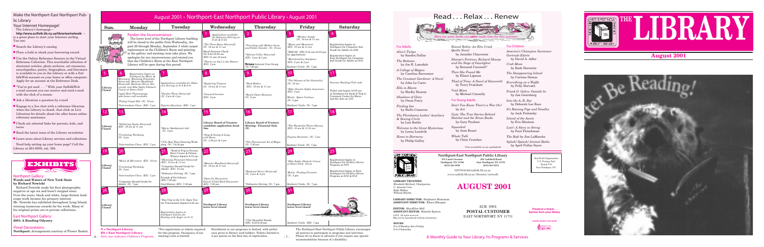## Make the Northport-East Northport Public Library Your Internet Homepage!

The Library's homepage—
**http://www.suffolk.lib.ny.us/libraries/netwalk** — is a great place to start your Internet surfing. You can:

- Search the Library's catalog
- Place a hold or check your borrowing record
- Use the Online Reference Source in the Virtual Reference Collection. This searchable collection of electronic articles, photo archives, art resources, encyclopedias, poetry, biographies, and literature is available to you in the Library or with a SuffolkWeb account on your home or office computer. Apply for an account at the Reference Desk.
- "You've got mail . . ." With your SuffolkWeb e-mail account you can receive and send e-mail with the click of a mouse.
- Ask a librarian a question by e-mail
- Engage in a live chat with a reference librarian when the Library is closed. Just click on Live Librarian for details about the after-hours online reference assistance.
- Check out selected links for parents, kids, and teens
- Read the latest issue of the Library newsletter
- Learn more about Library services and collections

Need help setting up your home page? Call the Library at 261-6930, ext. 364.

## EXHIBITS

### Northport Gallery:
**Woods and Waters of New York State**
**by Richard Nowicki**

Richard Nowicki made his first photographic negative at age six and hasn't stopped since. Over the years, black and white, large-format landscape work became his primary interest. Mr. Nowicki has exhibited throughout Long Island, winning numerous awards for his work. Many of his original prints are in private collections.

### East Northport Gallery:
**2001: A Reading Odyssey**

### Floral Decorations:
**Northport:** Arrangement courtesy of Flower Basket.

## August 2001 • Northport-East Northport Public Library • August 2001

| Sun. | Monday | Tuesday | Wednesday | Thursday | Friday | Saturday |
|---|---|---|---|---|---|---|
| | **Pardon the Inconvenience** The lower level of the Northport Library building will be closed to the public from Wednesday, August 29 through Monday, September 3 while carpet replacement in the Children's Room and painting in the gallery and meeting room take place. We apologize for any inconvenience and remind you that the Children's Room at the East Northport Library will be open during this period. | | **1** *Applications available for Defensive Driving on 8/21 & 8/23*<br>*\*Two Times Bears Storycraft (N) 10 am & 11 am*<br>Blood Pressure Check (N) 9:30-10:30 am (EN) 11 am-12 noon<br>*\*There's an Owl in the Shower (EN) 2 pm* | **2** *\*Traveling with Mother Goose and Father Gander (N) 10 am*<br>*\*African Critter Storycraft (EN) 2 pm & 3 pm*<br>**Novus** Internet User Group (N) 7:30 pm | **3** *\*Monkey Jungle (N) 10 am & 11 am*<br>*\*Music and Movement (EN) 10 am & 11 am*<br>\*HIICAP (EN) 9:15 am-12:15 pm by appointment<br>*\*Marshmallow Sculpture (EN) 2 pm & 3 pm*<br>Knitters' Circle (N) 7 pm | **4** Registration begins at Northport for Computer 2nd Grade for Adults on 8/20<br>Registration begins at East Northport for Computer 2nd Grade for Adults on 8/21 |
| **5** Library Closed | **6** *Registration begins at Northport for Music & Movement, Blooming Flowerpot Storycraft, Monster Headband Storycraft, Backseat Driver Storycraft, and Bike Safety Obstacle Course at Steers Park*<br>*Cupid Bird Thaumatrope take-home craft available*<br>*\*Flying Carpet Kid (N) 10 am*<br>*\*Intermediate Chess (EN) 7 pm* | **7** Applications available for Defensive Driving on 9/4 & 9/6<br>*\*Garden Worm Storycraft (EN) 10 am & 11 am*<br>*Pajama Storytime (EN) 7 pm* | **8** *\*Exploring Textures (N) 10 am & 11 am*<br>*\*Lanyard Lessons (EN) 2 pm* | **9** *\*Book Babies (EN) 10 am & 11 am*<br>*\*Board Game Bonanza (N) 2 pm* | **10** *\*The Odyssey of the Naturalist (N) 10 am*<br>*\*Bike/Scooter Safety Awareness (EN) 2 pm*<br>*Movie: Space Cowboys (N) 2 pm*<br>Knitters' Circle (N) 7 pm | **11** *Summer Reading Club ends*<br>Ticket sale begins 10:30 am at Northport for Book-A-Trip to Caramoor Center for Music and the Arts on 10/3 |
| **12** Library Closed | **13** *\*Glittering Snake Storycraft (EN) 10 am & 11 am*<br>*\*Crocheting Workshop (N) 2 pm*<br>*\*Intermediate Chess (EN) 7 pm* | **14** *\*Music: Beethoven's 3rd (N) 2 pm*<br>\*(YA) Star Wars Drawing Workshop (N) 7-8:30 pm | **15** **Library Board of Trustees candidate application deadline**<br>*\*Sing & Swing & Long with Bosco (N) 1:30 pm & 3 pm* | **16** **Library Board of Trustees Meeting - Financial Only (N)**<br>*\*The Phenomenal Art of Magic (N) 7:30 pm* | **17** *\*The Wonderful Worm Odyssey (EN) 10 am & 11:15 am*<br>*Pajama Storytime (N) 7 pm*<br>Knitters' Circle (N) 7 pm | **18** |
| **19** Library Closed | **20** *\*Music & Movement (EN) 10 am*<br>*\*Crocheting Workshop (N) 2 pm*<br>*\*Intermediate Chess (EN) 7 pm*<br>\*Computer Second Grade for Adults (N) 7 pm | **21** \*Book-A-Trip to Peconic River Cruise & Palmer Winery departs 8:15 am<br>*\*Blooming Flowerpot Storycraft (EN) 10 am & 11 am*<br>\*Computer Second Grade for Adults (EN) 10 am<br>\*Defensive Driving (N) 7 pm<br>Friends of the Library (EN) 7:30 pm<br>Oral History (EN) 7:30 pm | **22** *\*Monster Headband Storycraft (N) 10 am & 11 am*<br>*\*Open for Discussion: Parent/Child Book Discussion (EN) 7:30 pm* | **23** *\*Backseat Driver Storycraft (N) 2 pm & 3 pm*<br>\*Defensive Driving (N) 7 pm | **24** *\*Bike Safety Obstacle Course at Steers Park 10 am*<br>*Movie: Finding Forrester (N) 2 pm*<br>Knitters' Circle (N) 7 pm | **25** Registration begins at Northport for 55/Alive Driver Program on 9/10<br>Registration begins at East Northport for 55/Alive Driver Program on 9/10 & 9/12 |
| **26** Library Closed | **27** | **28** \*Bus Trip to the U.S. Open Tennis Tournament departs 8:45 am<br>*Registration begins at Northport Library for Dealing with Anger on 9/11* | **29** **Northport Library lower level closed** | **30** **Northport Library lower level closed**<br>\*(YA) Beautiful Braids (EN) 6:30-8:30 pm | **31** **Northport Library lower level closed**<br>Knitters' Circle (N) 7 pm | |

**N = Northport Library**
**EN = East Northport Library**
*Italic type* indicates Children's Programs.

\*Pre-registration or tickets required for this program. Occupancy of our meeting room is limited.

Enrollment in our programs is limited, with preference given to library card holders. Tickets limited to 2 per patron on the first day of registration.

The Northport-East Northport Public Library encourages all patrons to participate in programs and activities. Please let us know in advance if you require any special accommodations because of a disability.

## Read . . . Relax . . . Renew

*Here are some books you often make time for this summer:*

### For Adults

*Alice's Tulips*
by Sandra Dallas

*The Bottoms*
by Joe R. Lansdale

*A College of Magics*
by Caroline Stevermer

*The Constant Gardener: A Novel*
by John Le Carre

*Ella in Bloom*
by Shelby Hearon

*Shadows of Glory*
by Owen Parry

*Finding Ian*
by Stella Cameron

*The Florabama Ladies' Auxiliary & Sewing Circle*
by Lois Battle

*Welcome to the Great Mysterious*
by Lorna Landvik

*Home to Harmony*
by Philip Gulley

*Round Robin: An Elm Creek Quilts Novel*
by Jennifer Chiaverini

*Sharpe's Fortress: Richard Sharpe and the Siege of Gawilghur*
by Bernard Cornwell\*

*Then She Found Me*
by Elinor Lipman

*Thief of Time: A Novel of Discworld*
by Terry Pratchett

*Void Moon*
by Michael Connelly

### For Young Adults

*Don't You Know There's a War On?*
by Avi

*Guts: The True Stories Behind Hatchet and the Brian Books*
by Gary Paulsen

*Squashed*
by Joan Bauer

*Whale Talk*
by Chris Crutcher

\*also available as an audiobook

### For Children

*America's Champion Swimmer: Gertrude Ederle*
by David A. Adler

*Crab Moon*
by Ruth Horowitz

*The Disappearing Island*
by Corinne Demas

*Everything on a Waffle*
by Polly Horvath

*Frank O. Gehry: Outside In*
by Jan Greenberg

*Into the A, B, Sea*
by Deborah Lee Rose

*It's Raining Pigs and Noodles*
by Jack Prelutsky

*Island of the Aunts*
by Eva Ibbotson

*Lost!: A Story in String*
by Paul Fleischman

*The Raft* by Jim LaMarche

*Splish! Splash! Animal Baths*
by April Pulley Sayre

**Northport-East Northport Public Library**

| | |
|---|---|
| 151 Laurel Avenue | 185 Larkfield Road |
| Northport, NY 11768 | East Northport, NY 11731 |
| (631) 261-6930 | (631) 261-2313 |

NETWALK@suffolk.lib.ny.us
www.suffolk.lib.ny.us/libraries/netwalk

Non-Profit Organization
U.S. Postage Paid
Permit #78
East Northport, NY

**LIBRARY TRUSTEES**
Elizabeth McCloat, Chairperson
C. Annette Carr
Ruth McKay
William Martin

# AUGUST 2001

**LIBRARY DIRECTOR:** Stephanie Heineman
**ASSISTANT DIRECTOR:** Eileen Minogue

**EDITOR:** MaryEllen Mall
**ASSISTANT EDITOR:** Michelle Epstein
©2001. All rights reserved.
May not be reproduced without permission.

ECR SWS
**POSTAL CUSTOMER**
EAST NORTHPORT, NY 11731

**Preserve a forest . . . borrow from your library.**

PRINTED ON RECYCLED PAPER

**HOURS**
9 to 9 Monday thru Friday
9 to 5 Saturday

A Monthly Guide to Your Library, Its Programs & Services

# THE LIBRARY

**August 2001**

Better Be Reading!